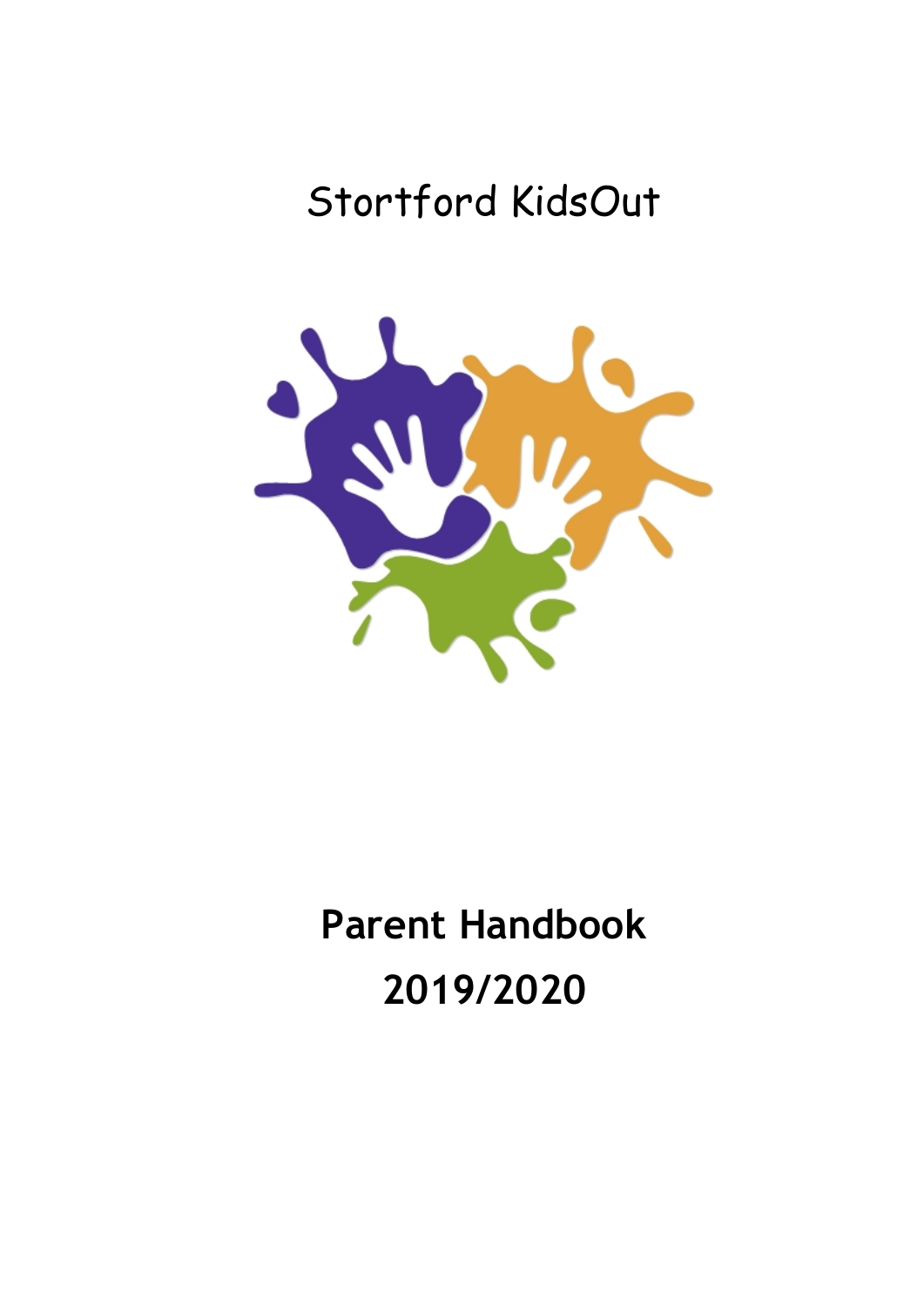# Stortford KidsOut

## Parent Handbook

## 2019/2020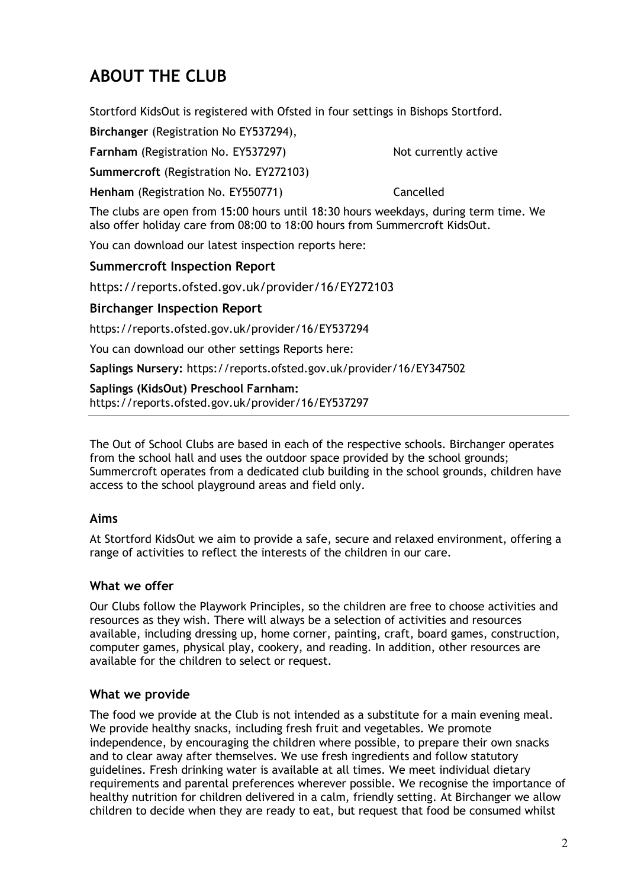# ABOUT THE CLUB

Stortford KidsOut is registered with Ofsted in four settings in Bishops Stortford.

**Birchanger** (Registration No EY537294),

**Farnham** (Registration No. EY537297) Not currently active

**Summercroft** (Registration No. EY272103)

**Henham** (Registration No. EY550771) Cancelled

The clubs are open from 15:00 hours until 18:30 hours weekdays, during term time. We also offer holiday care from 08:00 to 18:00 hours from Summercroft KidsOut.

You can download our latest inspection reports here:

### Summercroft Inspection Report

https://reports.ofsted.gov.uk/provider/16/EY272103

### Birchanger Inspection Report

https://reports.ofsted.gov.uk/provider/16/EY537294

You can download our other settings Reports here:

**Saplings Nursery:** https://reports.ofsted.gov.uk/provider/16/EY347502

**Saplings (KidsOut) Preschool Farnham:**
https://reports.ofsted.gov.uk/provider/16/EY537297

---

The Out of School Clubs are based in each of the respective schools. Birchanger operates from the school hall and uses the outdoor space provided by the school grounds; Summercroft operates from a dedicated club building in the school grounds, children have access to the school playground areas and field only.

### Aims

At Stortford KidsOut we aim to provide a safe, secure and relaxed environment, offering a range of activities to reflect the interests of the children in our care.

### What we offer

Our Clubs follow the Playwork Principles, so the children are free to choose activities and resources as they wish. There will always be a selection of activities and resources available, including dressing up, home corner, painting, craft, board games, construction, computer games, physical play, cookery, and reading. In addition, other resources are available for the children to select or request.

### What we provide

The food we provide at the Club is not intended as a substitute for a main evening meal. We provide healthy snacks, including fresh fruit and vegetables. We promote independence, by encouraging the children where possible, to prepare their own snacks and to clear away after themselves. We use fresh ingredients and follow statutory guidelines. Fresh drinking water is available at all times. We meet individual dietary requirements and parental preferences wherever possible. We recognise the importance of healthy nutrition for children delivered in a calm, friendly setting. At Birchanger we allow children to decide when they are ready to eat, but request that food be consumed whilst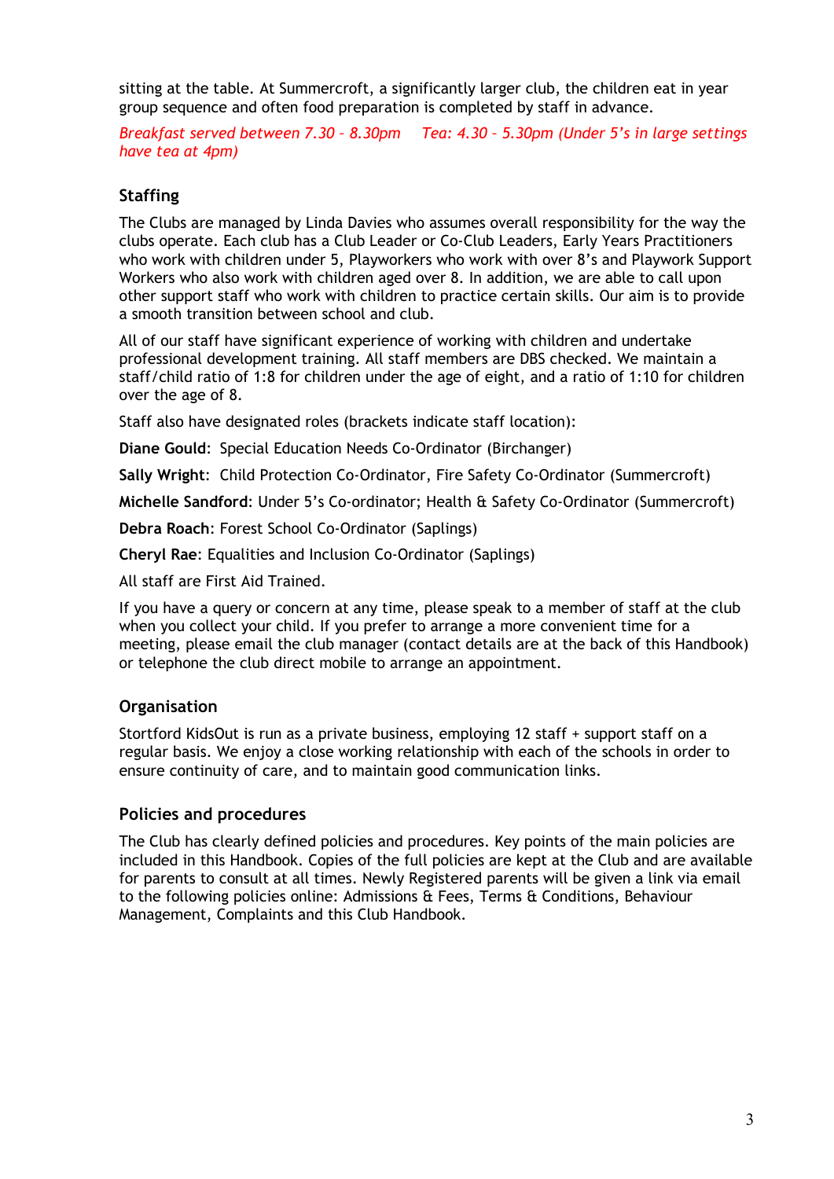sitting at the table. At Summercroft, a significantly larger club, the children eat in year group sequence and often food preparation is completed by staff in advance.

*Breakfast served between 7.30 – 8.30pm     Tea: 4.30 - 5.30pm (Under 5's in large settings have tea at 4pm)*

## Staffing

The Clubs are managed by Linda Davies who assumes overall responsibility for the way the clubs operate. Each club has a Club Leader or Co-Club Leaders, Early Years Practitioners who work with children under 5, Playworkers who work with over 8's and Playwork Support Workers who also work with children aged over 8. In addition, we are able to call upon other support staff who work with children to practice certain skills. Our aim is to provide a smooth transition between school and club.

All of our staff have significant experience of working with children and undertake professional development training. All staff members are DBS checked. We maintain a staff/child ratio of 1:8 for children under the age of eight, and a ratio of 1:10 for children over the age of 8.

Staff also have designated roles (brackets indicate staff location):

**Diane Gould**: Special Education Needs Co-Ordinator (Birchanger)

**Sally Wright**: Child Protection Co-Ordinator, Fire Safety Co-Ordinator (Summercroft)

**Michelle Sandford**: Under 5's Co-ordinator; Health & Safety Co-Ordinator (Summercroft)

**Debra Roach**: Forest School Co-Ordinator (Saplings)

**Cheryl Rae**: Equalities and Inclusion Co-Ordinator (Saplings)

All staff are First Aid Trained.

If you have a query or concern at any time, please speak to a member of staff at the club when you collect your child. If you prefer to arrange a more convenient time for a meeting, please email the club manager (contact details are at the back of this Handbook) or telephone the club direct mobile to arrange an appointment.

## Organisation

Stortford KidsOut is run as a private business, employing 12 staff + support staff on a regular basis. We enjoy a close working relationship with each of the schools in order to ensure continuity of care, and to maintain good communication links.

## Policies and procedures

The Club has clearly defined policies and procedures. Key points of the main policies are included in this Handbook. Copies of the full policies are kept at the Club and are available for parents to consult at all times. Newly Registered parents will be given a link via email to the following policies online: Admissions & Fees, Terms & Conditions, Behaviour Management, Complaints and this Club Handbook.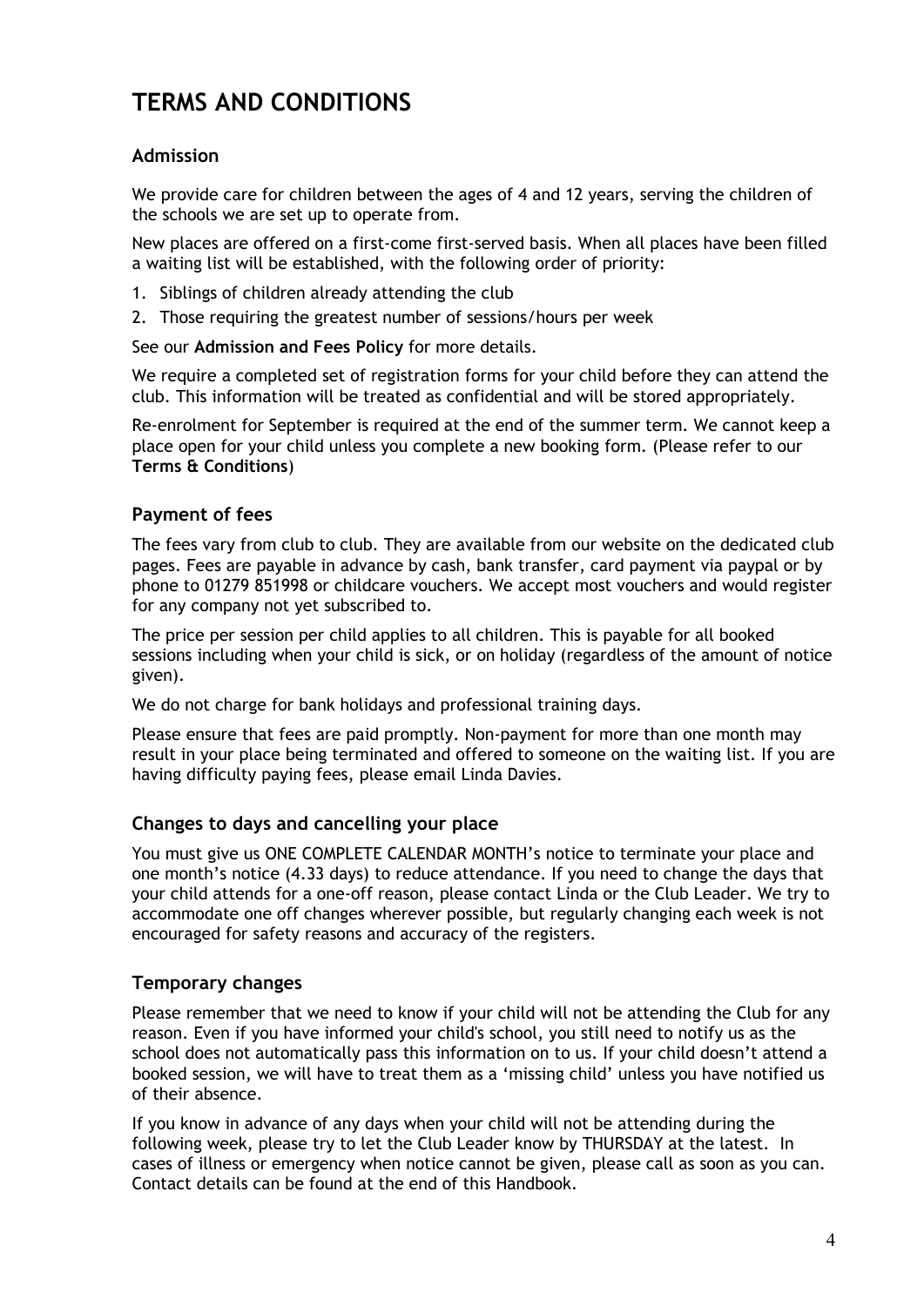# TERMS AND CONDITIONS

## Admission

We provide care for children between the ages of 4 and 12 years, serving the children of the schools we are set up to operate from.

New places are offered on a first-come first-served basis. When all places have been filled a waiting list will be established, with the following order of priority:

1. Siblings of children already attending the club
2. Those requiring the greatest number of sessions/hours per week

See our **Admission and Fees Policy** for more details.

We require a completed set of registration forms for your child before they can attend the club. This information will be treated as confidential and will be stored appropriately.

Re-enrolment for September is required at the end of the summer term. We cannot keep a place open for your child unless you complete a new booking form. (Please refer to our **Terms & Conditions**)

## Payment of fees

The fees vary from club to club. They are available from our website on the dedicated club pages. Fees are payable in advance by cash, bank transfer, card payment via paypal or by phone to 01279 851998 or childcare vouchers. We accept most vouchers and would register for any company not yet subscribed to.

The price per session per child applies to all children. This is payable for all booked sessions including when your child is sick, or on holiday (regardless of the amount of notice given).

We do not charge for bank holidays and professional training days.

Please ensure that fees are paid promptly. Non-payment for more than one month may result in your place being terminated and offered to someone on the waiting list. If you are having difficulty paying fees, please email Linda Davies.

## Changes to days and cancelling your place

You must give us ONE COMPLETE CALENDAR MONTH's notice to terminate your place and one month's notice (4.33 days) to reduce attendance. If you need to change the days that your child attends for a one-off reason, please contact Linda or the Club Leader. We try to accommodate one off changes wherever possible, but regularly changing each week is not encouraged for safety reasons and accuracy of the registers.

## Temporary changes

Please remember that we need to know if your child will not be attending the Club for any reason. Even if you have informed your child's school, you still need to notify us as the school does not automatically pass this information on to us. If your child doesn't attend a booked session, we will have to treat them as a 'missing child' unless you have notified us of their absence.

If you know in advance of any days when your child will not be attending during the following week, please try to let the Club Leader know by THURSDAY at the latest. In cases of illness or emergency when notice cannot be given, please call as soon as you can. Contact details can be found at the end of this Handbook.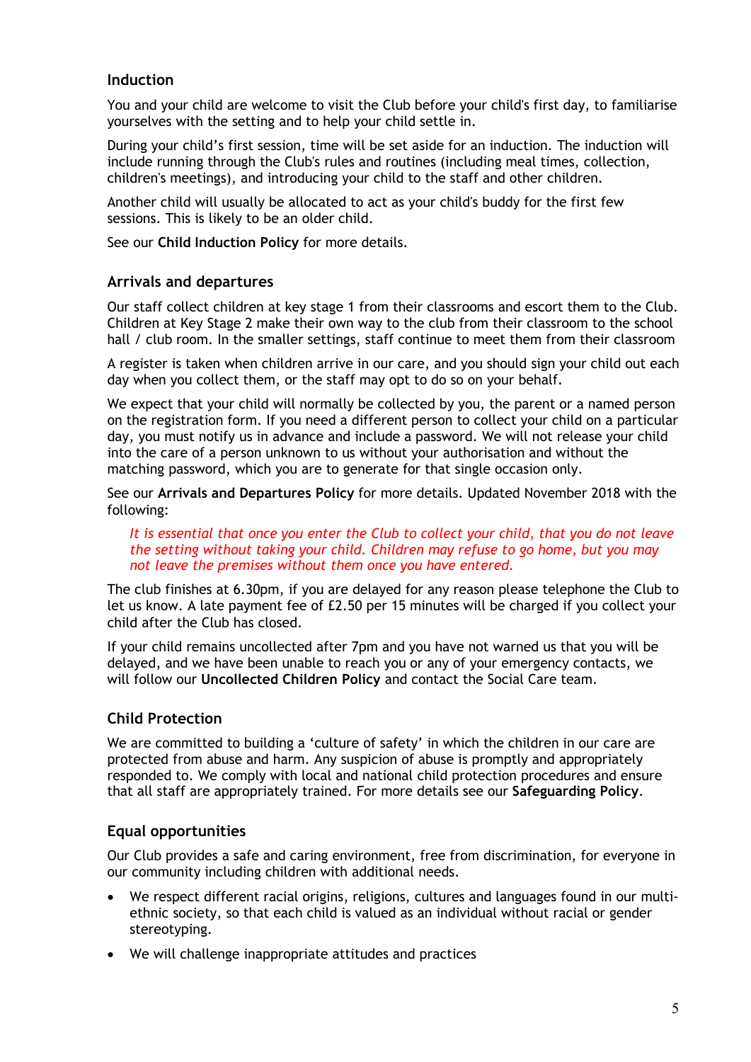## Induction

You and your child are welcome to visit the Club before your child's first day, to familiarise yourselves with the setting and to help your child settle in.

During your child's first session, time will be set aside for an induction. The induction will include running through the Club's rules and routines (including meal times, collection, children's meetings), and introducing your child to the staff and other children.

Another child will usually be allocated to act as your child's buddy for the first few sessions. This is likely to be an older child.

See our **Child Induction Policy** for more details.

## Arrivals and departures

Our staff collect children at key stage 1 from their classrooms and escort them to the Club. Children at Key Stage 2 make their own way to the club from their classroom to the school hall / club room. In the smaller settings, staff continue to meet them from their classroom

A register is taken when children arrive in our care, and you should sign your child out each day when you collect them, or the staff may opt to do so on your behalf.

We expect that your child will normally be collected by you, the parent or a named person on the registration form. If you need a different person to collect your child on a particular day, you must notify us in advance and include a password. We will not release your child into the care of a person unknown to us without your authorisation and without the matching password, which you are to generate for that single occasion only.

See our **Arrivals and Departures Policy** for more details. Updated November 2018 with the following:

> *It is essential that once you enter the Club to collect your child, that you do not leave the setting without taking your child. Children may refuse to go home, but you may not leave the premises without them once you have entered.*

The club finishes at 6.30pm, if you are delayed for any reason please telephone the Club to let us know. A late payment fee of £2.50 per 15 minutes will be charged if you collect your child after the Club has closed.

If your child remains uncollected after 7pm and you have not warned us that you will be delayed, and we have been unable to reach you or any of your emergency contacts, we will follow our **Uncollected Children Policy** and contact the Social Care team.

## Child Protection

We are committed to building a 'culture of safety' in which the children in our care are protected from abuse and harm. Any suspicion of abuse is promptly and appropriately responded to. We comply with local and national child protection procedures and ensure that all staff are appropriately trained. For more details see our **Safeguarding Policy**.

## Equal opportunities

Our Club provides a safe and caring environment, free from discrimination, for everyone in our community including children with additional needs.

- We respect different racial origins, religions, cultures and languages found in our multi-ethnic society, so that each child is valued as an individual without racial or gender stereotyping.
- We will challenge inappropriate attitudes and practices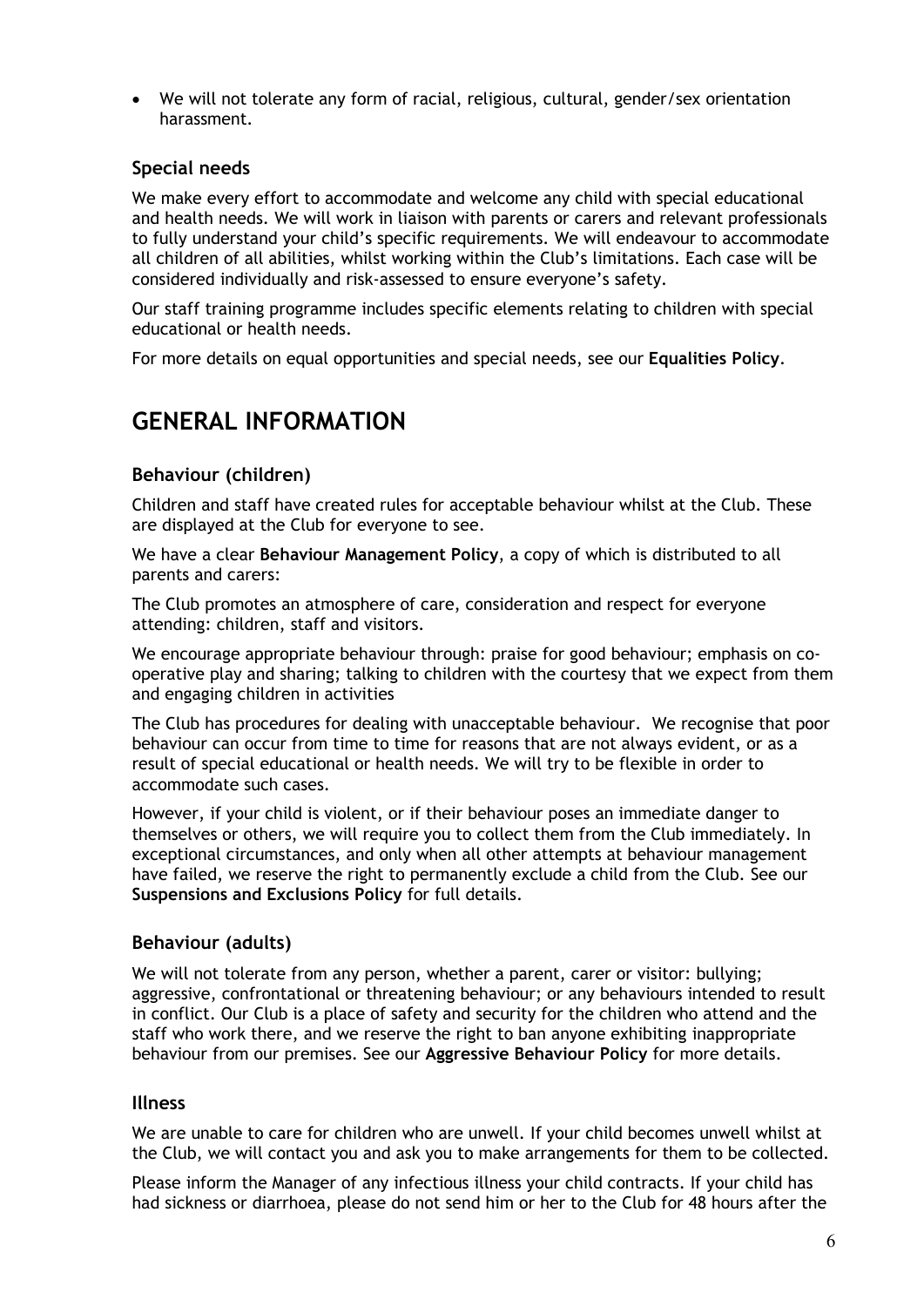- We will not tolerate any form of racial, religious, cultural, gender/sex orientation harassment.

### Special needs

We make every effort to accommodate and welcome any child with special educational and health needs. We will work in liaison with parents or carers and relevant professionals to fully understand your child's specific requirements. We will endeavour to accommodate all children of all abilities, whilst working within the Club's limitations. Each case will be considered individually and risk-assessed to ensure everyone's safety.

Our staff training programme includes specific elements relating to children with special educational or health needs.

For more details on equal opportunities and special needs, see our **Equalities Policy**.

## GENERAL INFORMATION

### Behaviour (children)

Children and staff have created rules for acceptable behaviour whilst at the Club. These are displayed at the Club for everyone to see.

We have a clear **Behaviour Management Policy**, a copy of which is distributed to all parents and carers:

The Club promotes an atmosphere of care, consideration and respect for everyone attending: children, staff and visitors.

We encourage appropriate behaviour through: praise for good behaviour; emphasis on co-operative play and sharing; talking to children with the courtesy that we expect from them and engaging children in activities

The Club has procedures for dealing with unacceptable behaviour. We recognise that poor behaviour can occur from time to time for reasons that are not always evident, or as a result of special educational or health needs. We will try to be flexible in order to accommodate such cases.

However, if your child is violent, or if their behaviour poses an immediate danger to themselves or others, we will require you to collect them from the Club immediately. In exceptional circumstances, and only when all other attempts at behaviour management have failed, we reserve the right to permanently exclude a child from the Club. See our **Suspensions and Exclusions Policy** for full details.

### Behaviour (adults)

We will not tolerate from any person, whether a parent, carer or visitor: bullying; aggressive, confrontational or threatening behaviour; or any behaviours intended to result in conflict. Our Club is a place of safety and security for the children who attend and the staff who work there, and we reserve the right to ban anyone exhibiting inappropriate behaviour from our premises. See our **Aggressive Behaviour Policy** for more details.

### Illness

We are unable to care for children who are unwell. If your child becomes unwell whilst at the Club, we will contact you and ask you to make arrangements for them to be collected.

Please inform the Manager of any infectious illness your child contracts. If your child has had sickness or diarrhoea, please do not send him or her to the Club for 48 hours after the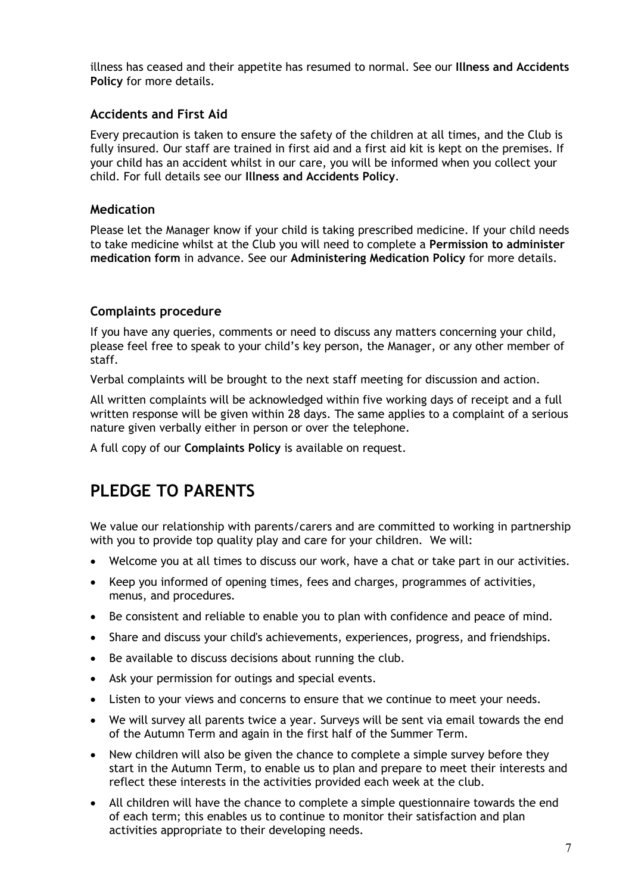illness has ceased and their appetite has resumed to normal. See our **Illness and Accidents Policy** for more details.

### Accidents and First Aid

Every precaution is taken to ensure the safety of the children at all times, and the Club is fully insured. Our staff are trained in first aid and a first aid kit is kept on the premises. If your child has an accident whilst in our care, you will be informed when you collect your child. For full details see our **Illness and Accidents Policy**.

### Medication

Please let the Manager know if your child is taking prescribed medicine. If your child needs to take medicine whilst at the Club you will need to complete a **Permission to administer medication form** in advance. See our **Administering Medication Policy** for more details.

### Complaints procedure

If you have any queries, comments or need to discuss any matters concerning your child, please feel free to speak to your child's key person, the Manager, or any other member of staff.

Verbal complaints will be brought to the next staff meeting for discussion and action.

All written complaints will be acknowledged within five working days of receipt and a full written response will be given within 28 days. The same applies to a complaint of a serious nature given verbally either in person or over the telephone.

A full copy of our **Complaints Policy** is available on request.

## PLEDGE TO PARENTS

We value our relationship with parents/carers and are committed to working in partnership with you to provide top quality play and care for your children. We will:

- Welcome you at all times to discuss our work, have a chat or take part in our activities.
- Keep you informed of opening times, fees and charges, programmes of activities, menus, and procedures.
- Be consistent and reliable to enable you to plan with confidence and peace of mind.
- Share and discuss your child's achievements, experiences, progress, and friendships.
- Be available to discuss decisions about running the club.
- Ask your permission for outings and special events.
- Listen to your views and concerns to ensure that we continue to meet your needs.
- We will survey all parents twice a year. Surveys will be sent via email towards the end of the Autumn Term and again in the first half of the Summer Term.
- New children will also be given the chance to complete a simple survey before they start in the Autumn Term, to enable us to plan and prepare to meet their interests and reflect these interests in the activities provided each week at the club.
- All children will have the chance to complete a simple questionnaire towards the end of each term; this enables us to continue to monitor their satisfaction and plan activities appropriate to their developing needs.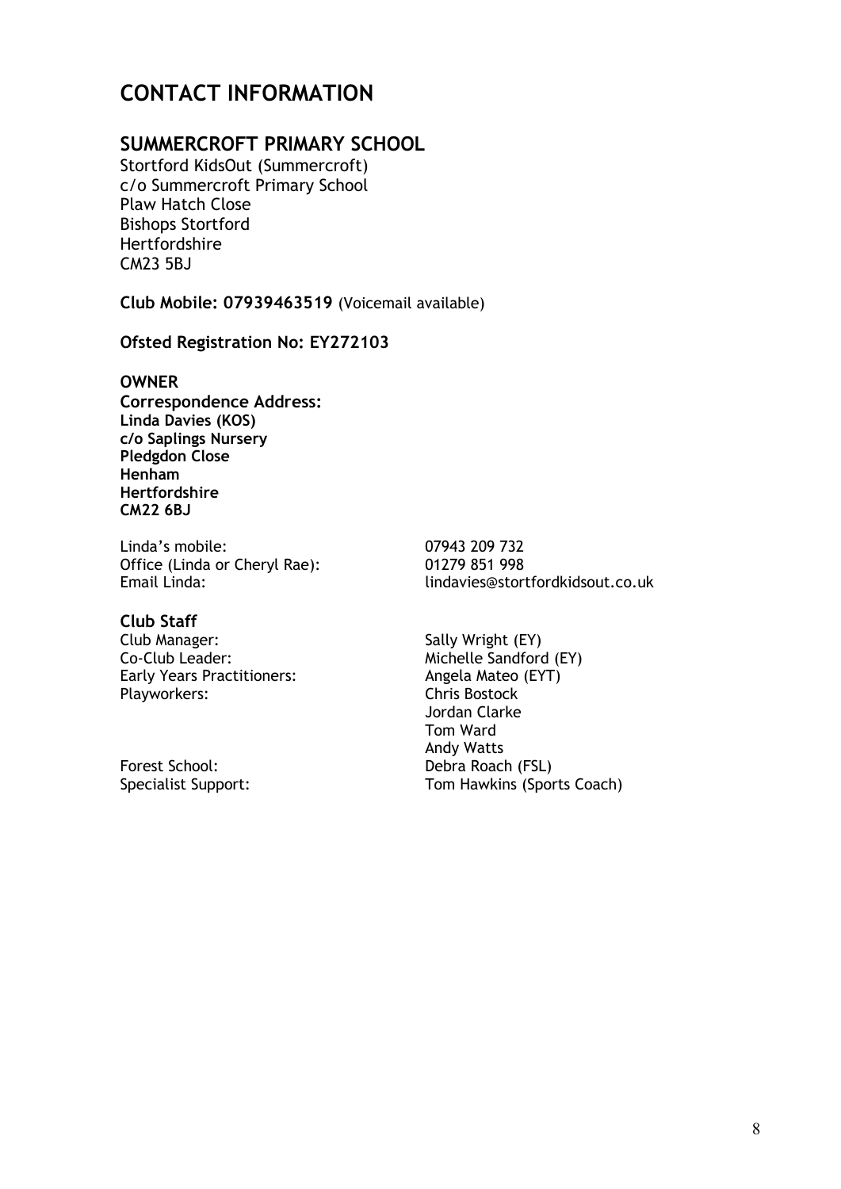# CONTACT INFORMATION

## SUMMERCROFT PRIMARY SCHOOL

Stortford KidsOut (Summercroft)
c/o Summercroft Primary School
Plaw Hatch Close
Bishops Stortford
Hertfordshire
CM23 5BJ

**Club Mobile: 07939463519** (Voicemail available)

**Ofsted Registration No: EY272103**

**OWNER**
**Correspondence Address:**
**Linda Davies (KOS)**
**c/o Saplings Nursery**
**Pledgdon Close**
**Henham**
**Hertfordshire**
**CM22 6BJ**

| | |
|---|---|
| Linda's mobile: | 07943 209 732 |
| Office (Linda or Cheryl Rae): | 01279 851 998 |
| Email Linda: | lindavies@stortfordkidsout.co.uk |

**Club Staff**

| | |
|---|---|
| Club Manager: | Sally Wright (EY) |
| Co-Club Leader: | Michelle Sandford (EY) |
| Early Years Practitioners: | Angela Mateo (EYT) |
| Playworkers: | Chris Bostock |
| | Jordan Clarke |
| | Tom Ward |
| | Andy Watts |
| Forest School: | Debra Roach (FSL) |
| Specialist Support: | Tom Hawkins (Sports Coach) |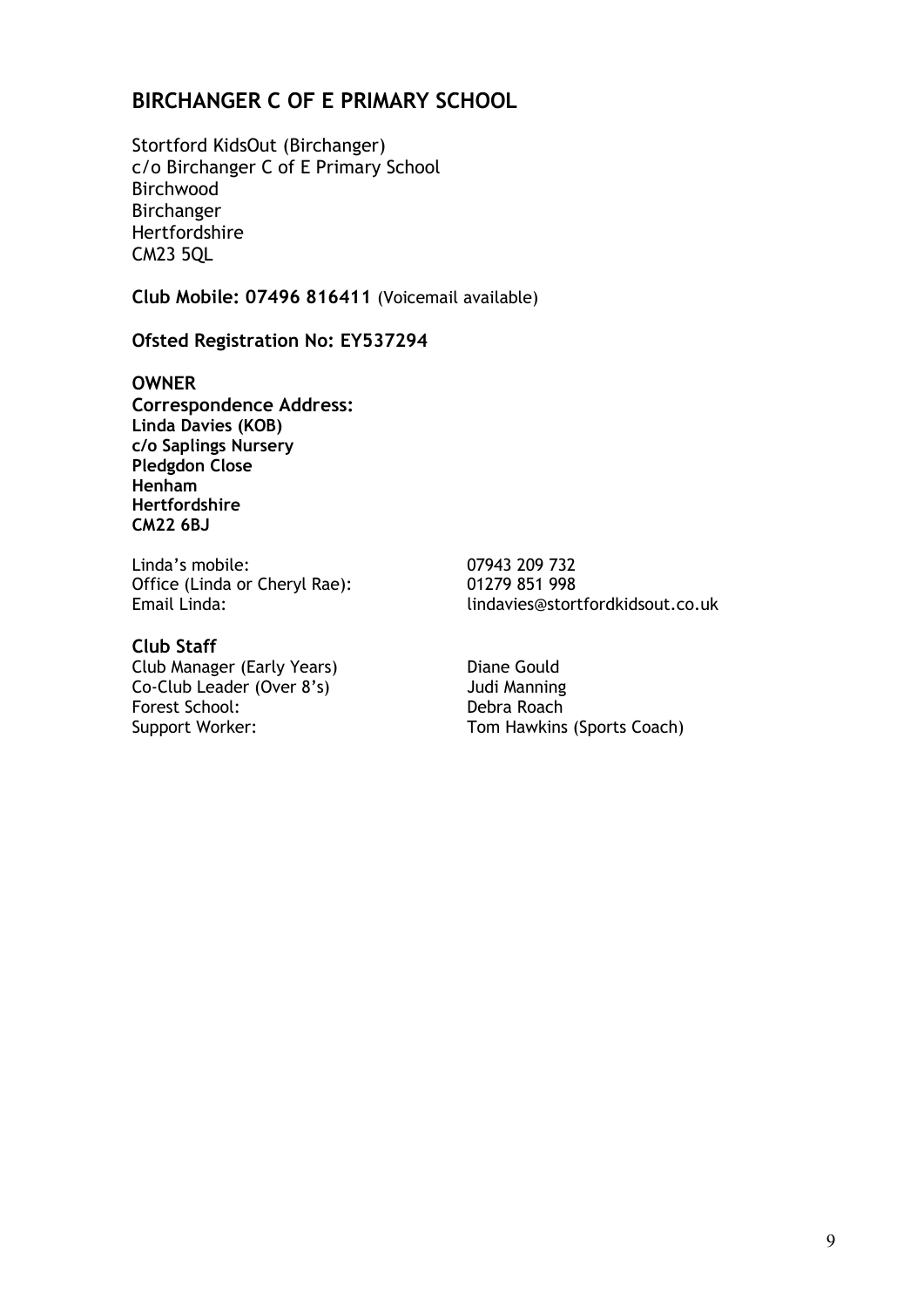## BIRCHANGER C OF E PRIMARY SCHOOL

Stortford KidsOut (Birchanger)
c/o Birchanger C of E Primary School
Birchwood
Birchanger
Hertfordshire
CM23 5QL

**Club Mobile: 07496 816411** (Voicemail available)

**Ofsted Registration No: EY537294**

**OWNER**
**Correspondence Address:**
**Linda Davies (KOB)**
**c/o Saplings Nursery**
**Pledgdon Close**
**Henham**
**Hertfordshire**
**CM22 6BJ**

| | |
|---|---|
| Linda's mobile: | 07943 209 732 |
| Office (Linda or Cheryl Rae): | 01279 851 998 |
| Email Linda: | lindavies@stortfordkidsout.co.uk |

**Club Staff**

| | |
|---|---|
| Club Manager (Early Years) | Diane Gould |
| Co-Club Leader (Over 8's) | Judi Manning |
| Forest School: | Debra Roach |
| Support Worker: | Tom Hawkins (Sports Coach) |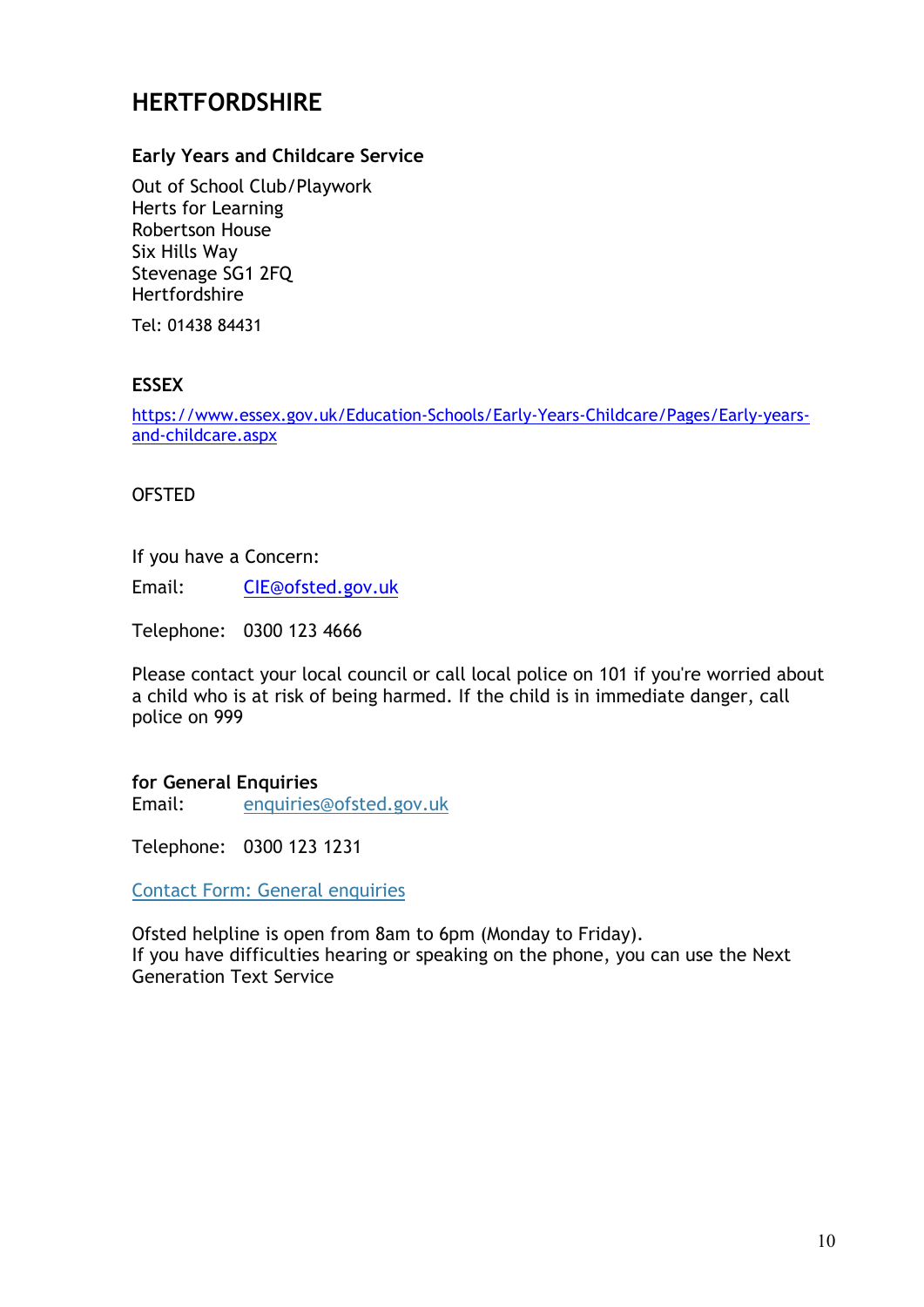## HERTFORDSHIRE

**Early Years and Childcare Service**

Out of School Club/Playwork
Herts for Learning
Robertson House
Six Hills Way
Stevenage SG1 2FQ
Hertfordshire

Tel: 01438 84431

**ESSEX**

https://www.essex.gov.uk/Education-Schools/Early-Years-Childcare/Pages/Early-years-and-childcare.aspx

OFSTED

If you have a Concern:

Email: CIE@ofsted.gov.uk

Telephone: 0300 123 4666

Please contact your local council or call local police on 101 if you're worried about a child who is at risk of being harmed. If the child is in immediate danger, call police on 999

**for General Enquiries**
Email: enquiries@ofsted.gov.uk

Telephone: 0300 123 1231

Contact Form: General enquiries

Ofsted helpline is open from 8am to 6pm (Monday to Friday).
If you have difficulties hearing or speaking on the phone, you can use the Next Generation Text Service